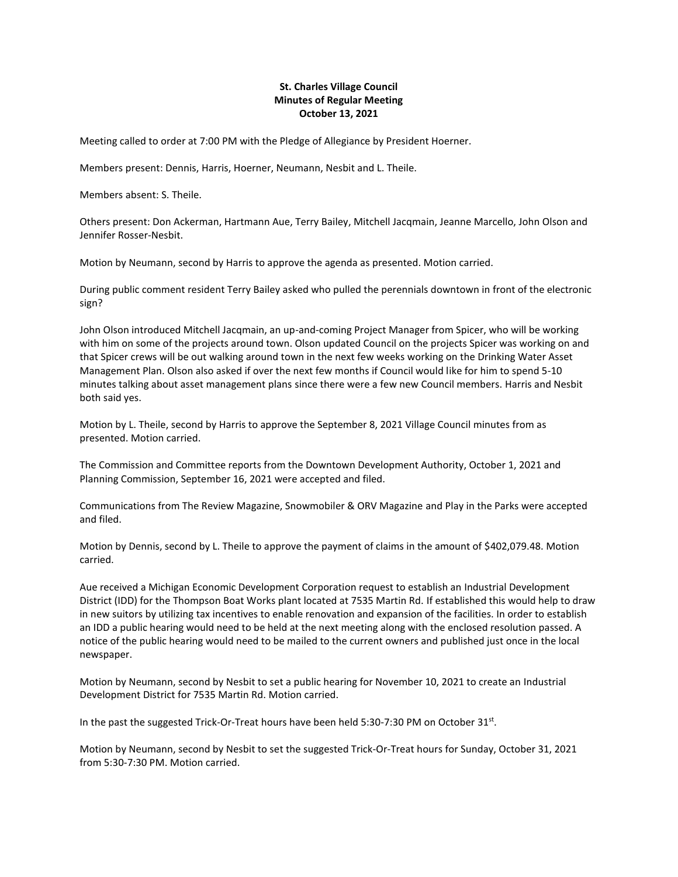**St. Charles Village Council**
**Minutes of Regular Meeting**
**October 13, 2021**

Meeting called to order at 7:00 PM with the Pledge of Allegiance by President Hoerner.

Members present: Dennis, Harris, Hoerner, Neumann, Nesbit and L. Theile.

Members absent: S. Theile.

Others present: Don Ackerman, Hartmann Aue, Terry Bailey, Mitchell Jacqmain, Jeanne Marcello, John Olson and Jennifer Rosser-Nesbit.

Motion by Neumann, second by Harris to approve the agenda as presented. Motion carried.

During public comment resident Terry Bailey asked who pulled the perennials downtown in front of the electronic sign?

John Olson introduced Mitchell Jacqmain, an up-and-coming Project Manager from Spicer, who will be working with him on some of the projects around town. Olson updated Council on the projects Spicer was working on and that Spicer crews will be out walking around town in the next few weeks working on the Drinking Water Asset Management Plan. Olson also asked if over the next few months if Council would like for him to spend 5-10 minutes talking about asset management plans since there were a few new Council members. Harris and Nesbit both said yes.

Motion by L. Theile, second by Harris to approve the September 8, 2021 Village Council minutes from as presented. Motion carried.

The Commission and Committee reports from the Downtown Development Authority, October 1, 2021 and Planning Commission, September 16, 2021 were accepted and filed.

Communications from The Review Magazine, Snowmobiler & ORV Magazine and Play in the Parks were accepted and filed.

Motion by Dennis, second by L. Theile to approve the payment of claims in the amount of $402,079.48. Motion carried.

Aue received a Michigan Economic Development Corporation request to establish an Industrial Development District (IDD) for the Thompson Boat Works plant located at 7535 Martin Rd. If established this would help to draw in new suitors by utilizing tax incentives to enable renovation and expansion of the facilities. In order to establish an IDD a public hearing would need to be held at the next meeting along with the enclosed resolution passed. A notice of the public hearing would need to be mailed to the current owners and published just once in the local newspaper.

Motion by Neumann, second by Nesbit to set a public hearing for November 10, 2021 to create an Industrial Development District for 7535 Martin Rd. Motion carried.

In the past the suggested Trick-Or-Treat hours have been held 5:30-7:30 PM on October 31st.

Motion by Neumann, second by Nesbit to set the suggested Trick-Or-Treat hours for Sunday, October 31, 2021 from 5:30-7:30 PM. Motion carried.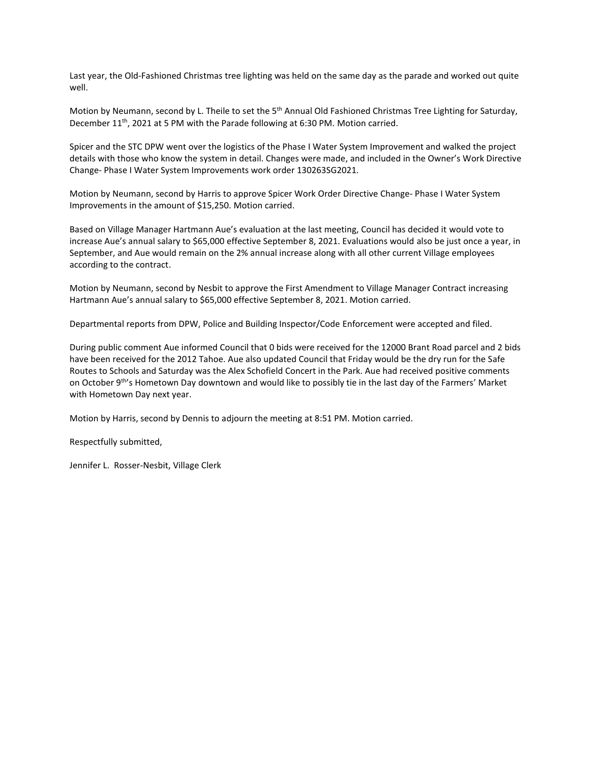Last year, the Old-Fashioned Christmas tree lighting was held on the same day as the parade and worked out quite well.

Motion by Neumann, second by L. Theile to set the 5th Annual Old Fashioned Christmas Tree Lighting for Saturday, December 11th, 2021 at 5 PM with the Parade following at 6:30 PM. Motion carried.

Spicer and the STC DPW went over the logistics of the Phase I Water System Improvement and walked the project details with those who know the system in detail. Changes were made, and included in the Owner's Work Directive Change- Phase I Water System Improvements work order 130263SG2021.

Motion by Neumann, second by Harris to approve Spicer Work Order Directive Change- Phase I Water System Improvements in the amount of $15,250. Motion carried.

Based on Village Manager Hartmann Aue's evaluation at the last meeting, Council has decided it would vote to increase Aue's annual salary to $65,000 effective September 8, 2021. Evaluations would also be just once a year, in September, and Aue would remain on the 2% annual increase along with all other current Village employees according to the contract.

Motion by Neumann, second by Nesbit to approve the First Amendment to Village Manager Contract increasing Hartmann Aue's annual salary to $65,000 effective September 8, 2021. Motion carried.

Departmental reports from DPW, Police and Building Inspector/Code Enforcement were accepted and filed.

During public comment Aue informed Council that 0 bids were received for the 12000 Brant Road parcel and 2 bids have been received for the 2012 Tahoe. Aue also updated Council that Friday would be the dry run for the Safe Routes to Schools and Saturday was the Alex Schofield Concert in the Park. Aue had received positive comments on October 9th's Hometown Day downtown and would like to possibly tie in the last day of the Farmers' Market with Hometown Day next year.

Motion by Harris, second by Dennis to adjourn the meeting at 8:51 PM. Motion carried.

Respectfully submitted,

Jennifer L. Rosser-Nesbit, Village Clerk